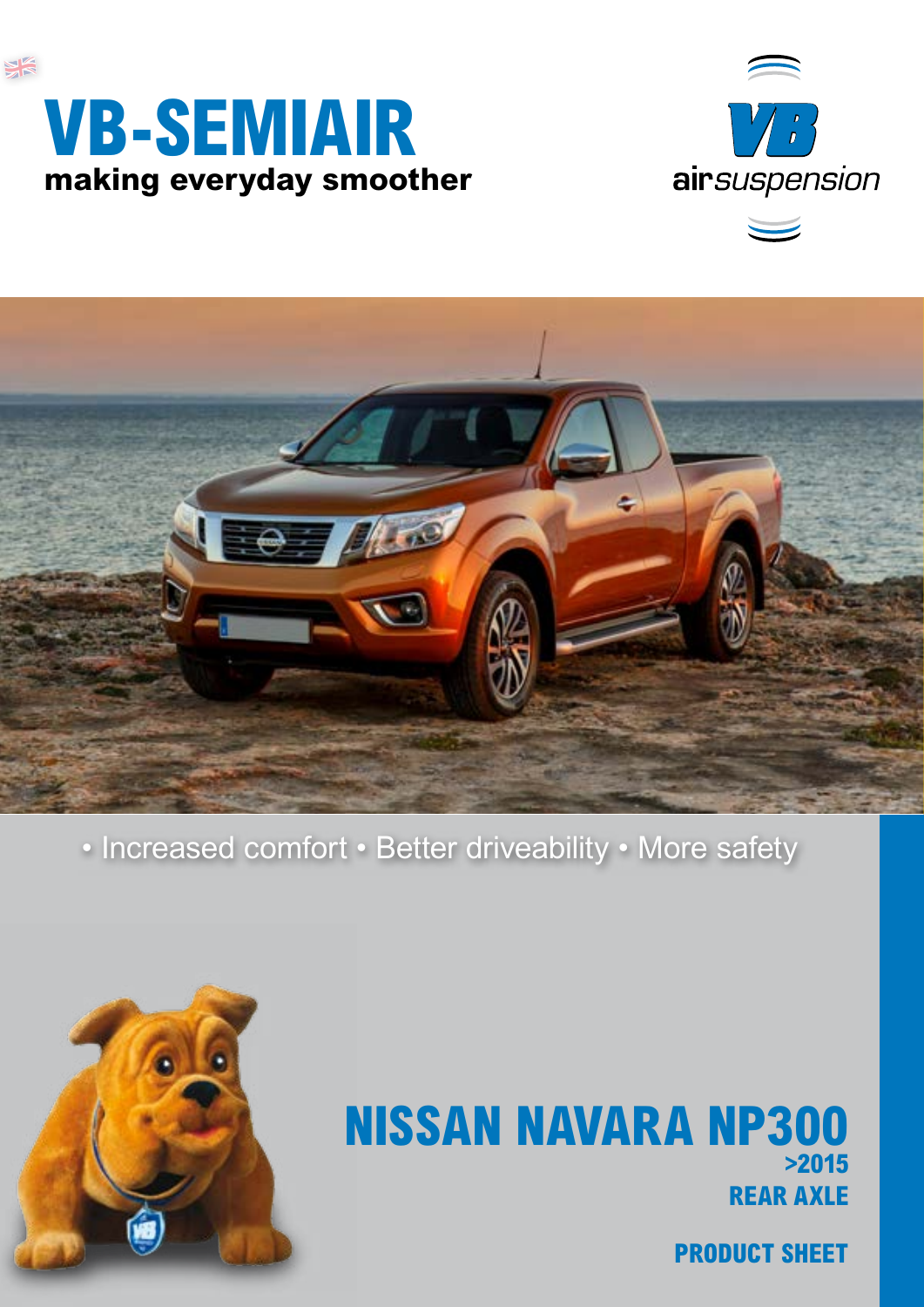# VB-SEMIAIR

**making everyday smoother**

VB airsuspension

• Increased comfort • Better driveability • More safety

## NISSAN NAVARA NP300

**>2015**

**REAR AXLE**

**PRODUCT SHEET**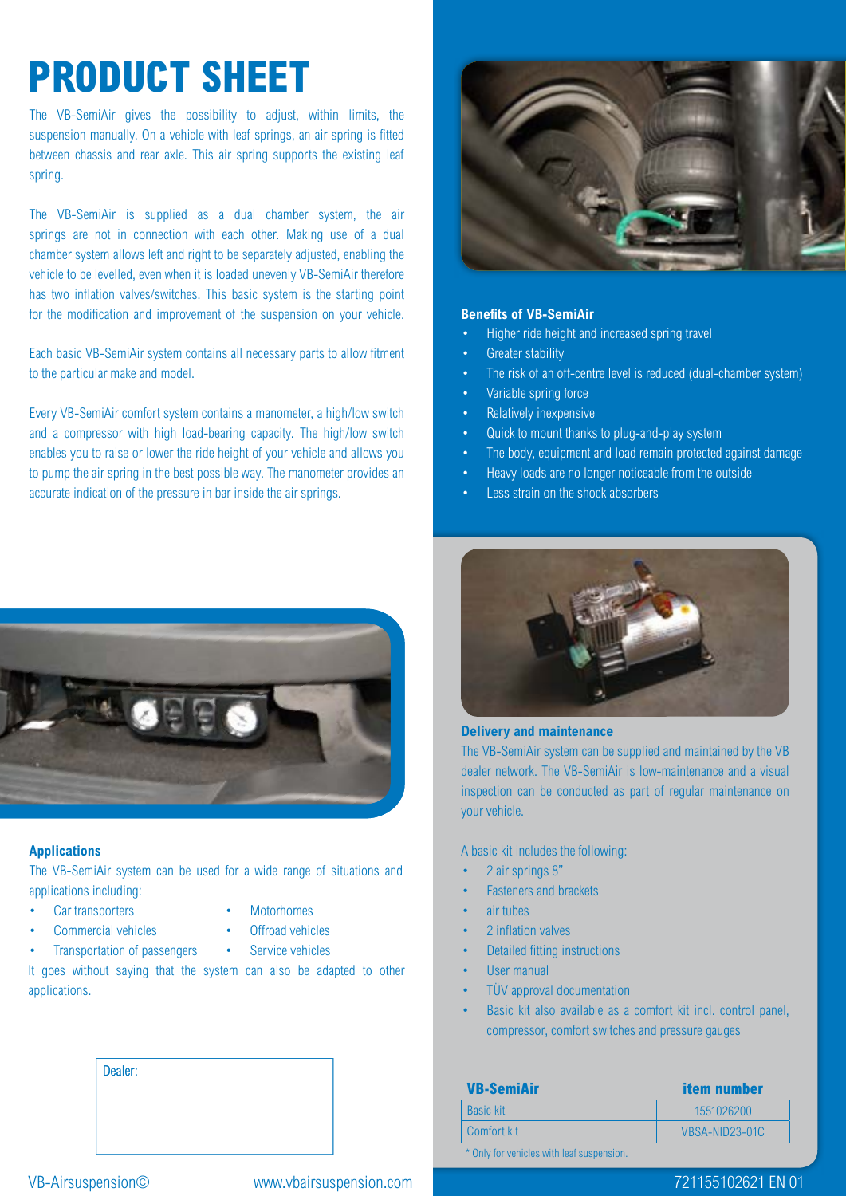# PRODUCT SHEET

The VB-SemiAir gives the possibility to adjust, within limits, the suspension manually. On a vehicle with leaf springs, an air spring is fitted between chassis and rear axle. This air spring supports the existing leaf spring.

The VB-SemiAir is supplied as a dual chamber system, the air springs are not in connection with each other. Making use of a dual chamber system allows left and right to be separately adjusted, enabling the vehicle to be levelled, even when it is loaded unevenly VB-SemiAir therefore has two inflation valves/switches. This basic system is the starting point for the modification and improvement of the suspension on your vehicle.

Each basic VB-SemiAir system contains all necessary parts to allow fitment to the particular make and model.

Every VB-SemiAir comfort system contains a manometer, a high/low switch and a compressor with high load-bearing capacity. The high/low switch enables you to raise or lower the ride height of your vehicle and allows you to pump the air spring in the best possible way. The manometer provides an accurate indication of the pressure in bar inside the air springs.

### Benefits of VB-SemiAir

- Higher ride height and increased spring travel
- Greater stability
- The risk of an off-centre level is reduced (dual-chamber system)
- Variable spring force
- Relatively inexpensive
- Quick to mount thanks to plug-and-play system
- The body, equipment and load remain protected against damage
- Heavy loads are no longer noticeable from the outside
- Less strain on the shock absorbers

### Applications

The VB-SemiAir system can be used for a wide range of situations and applications including:

- Car transporters
- Commercial vehicles
- Transportation of passengers
- Motorhomes
- Offroad vehicles
- Service vehicles

It goes without saying that the system can also be adapted to other applications.

Dealer:

### Delivery and maintenance

The VB-SemiAir system can be supplied and maintained by the VB dealer network. The VB-SemiAir is low-maintenance and a visual inspection can be conducted as part of regular maintenance on your vehicle.

A basic kit includes the following:

- 2 air springs 8"
- Fasteners and brackets
- air tubes
- 2 inflation valves
- Detailed fitting instructions
- User manual
- TÜV approval documentation
- Basic kit also available as a comfort kit incl. control panel, compressor, comfort switches and pressure gauges

| VB-SemiAir | item number |
|---|---|
| Basic kit | 1551026200 |
| Comfort kit | VBSA-NID23-01C |

* Only for vehicles with leaf suspension.

VB-Airsuspension© www.vbairsuspension.com

721155102621 EN 01